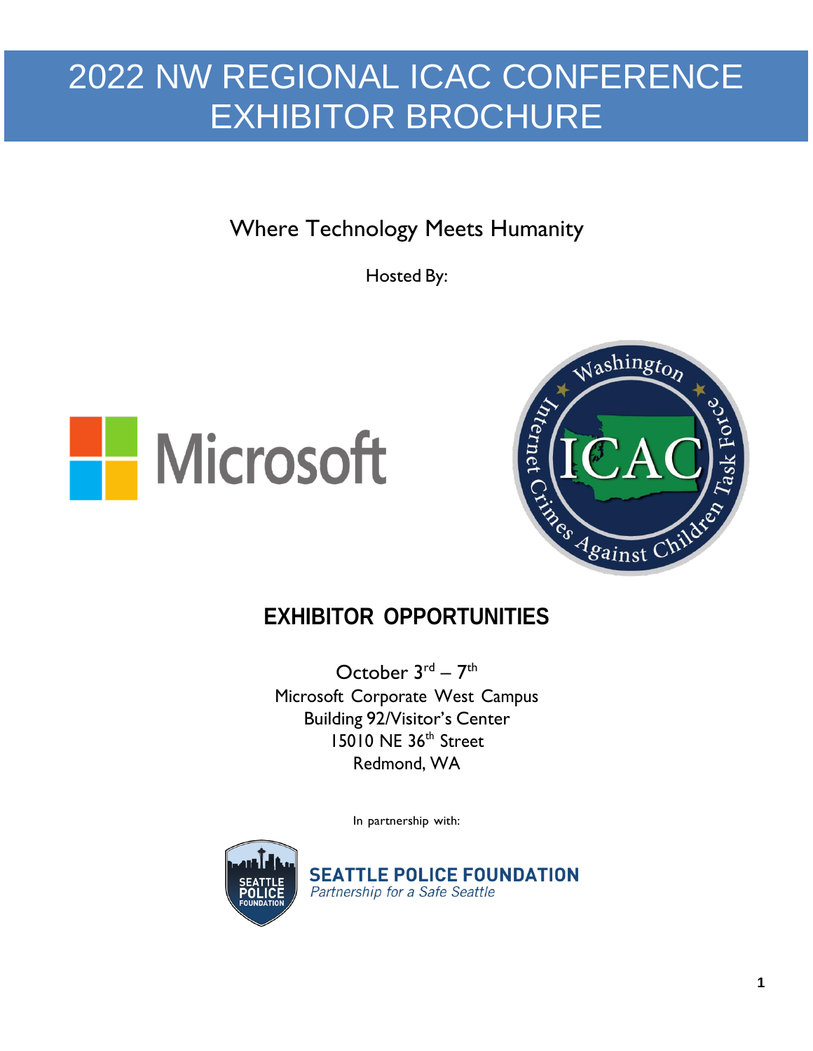# 2022 NW REGIONAL ICAC CONFERENCE EXHIBITOR BROCHURE

Where Technology Meets Humanity

Hosted By:

Microsoft

Washington Internet Crimes Against Children Task Force ICAC

## EXHIBITOR OPPORTUNITIES

October 3rd – 7th
Microsoft Corporate West Campus
Building 92/Visitor's Center
15010 NE 36th Street
Redmond, WA

In partnership with:

SEATTLE POLICE FOUNDATION
*Partnership for a Safe Seattle*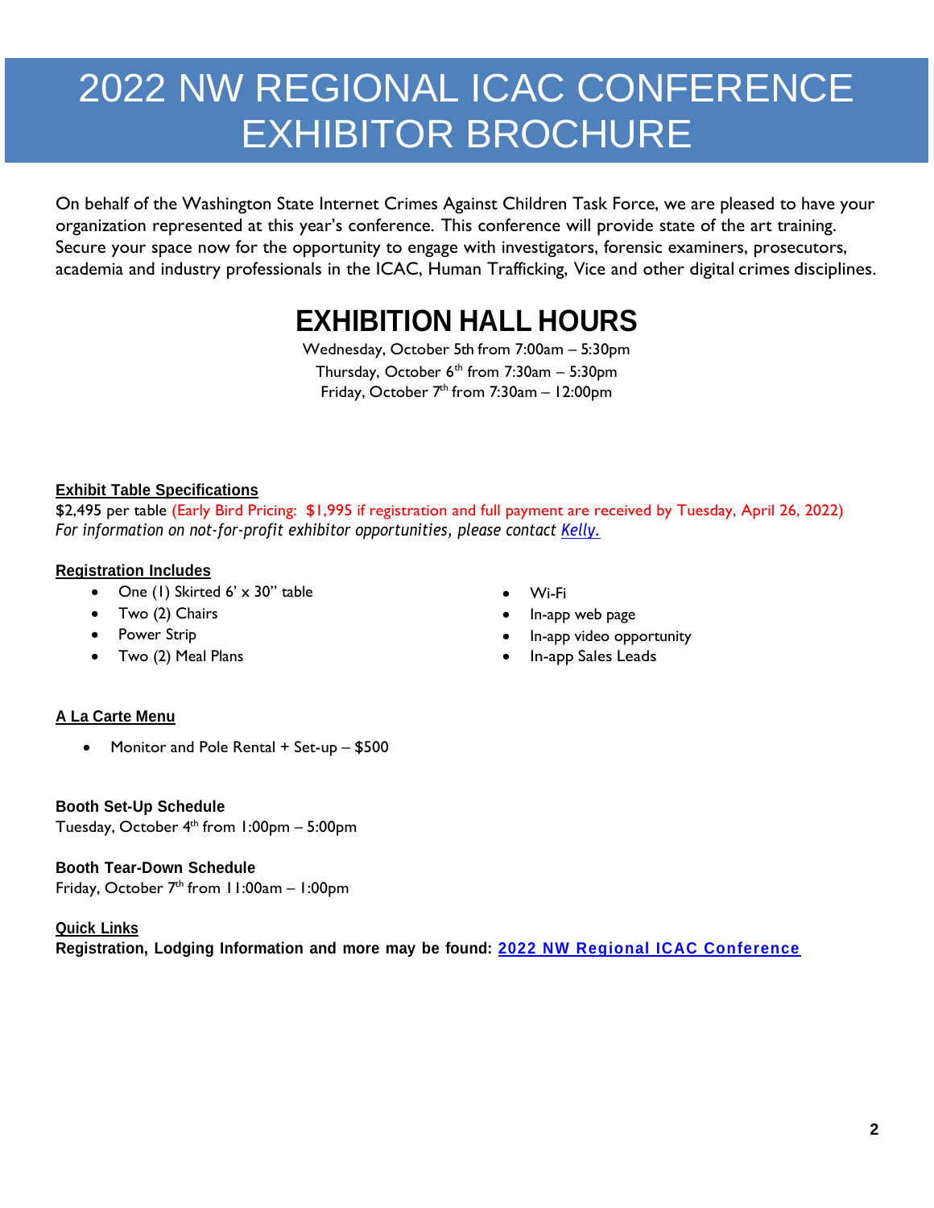# 2022 NW REGIONAL ICAC CONFERENCE EXHIBITOR BROCHURE

On behalf of the Washington State Internet Crimes Against Children Task Force, we are pleased to have your organization represented at this year's conference. This conference will provide state of the art training. Secure your space now for the opportunity to engage with investigators, forensic examiners, prosecutors, academia and industry professionals in the ICAC, Human Trafficking, Vice and other digital crimes disciplines.

## EXHIBITION HALL HOURS

Wednesday, October 5th from 7:00am – 5:30pm
Thursday, October 6th from 7:30am – 5:30pm
Friday, October 7th from 7:30am – 12:00pm

**Exhibit Table Specifications**

$2,495 per table (Early Bird Pricing: $1,995 if registration and full payment are received by Tuesday, April 26, 2022)
*For information on not-for-profit exhibitor opportunities, please contact Kelly.*

**Registration Includes**

- One (1) Skirted 6' x 30" table
- Two (2) Chairs
- Power Strip
- Two (2) Meal Plans
- Wi-Fi
- In-app web page
- In-app video opportunity
- In-app Sales Leads

**A La Carte Menu**

- Monitor and Pole Rental + Set-up – $500

**Booth Set-Up Schedule**
Tuesday, October 4th from 1:00pm – 5:00pm

**Booth Tear-Down Schedule**
Friday, October 7th from 11:00am – 1:00pm

**Quick Links**
**Registration, Lodging Information and more may be found: 2022 NW Regional ICAC Conference**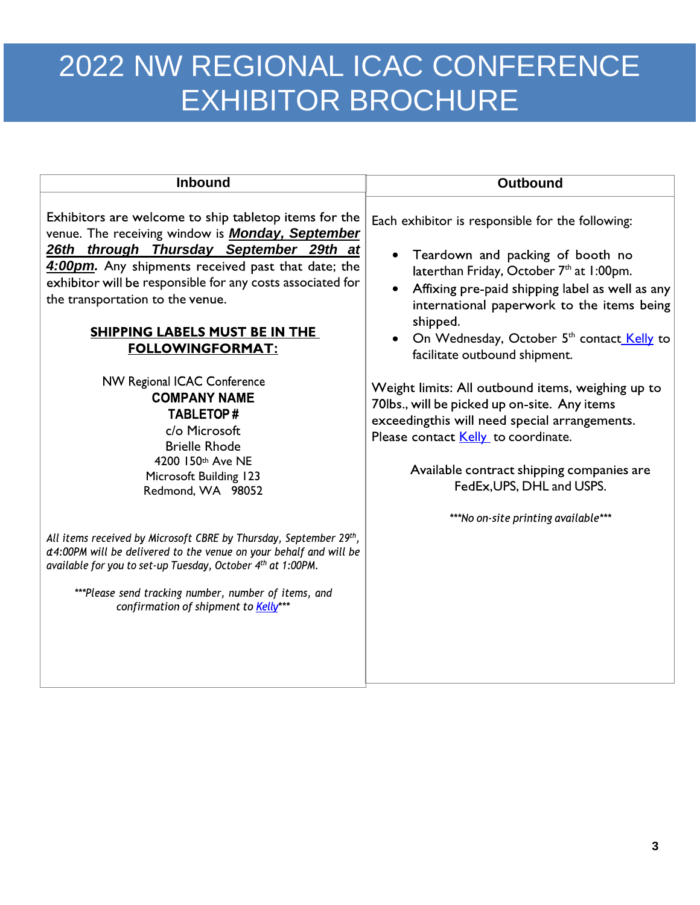# 2022 NW REGIONAL ICAC CONFERENCE EXHIBITOR BROCHURE

## Inbound

Exhibitors are welcome to ship tabletop items for the venue. The receiving window is ***Monday, September 26th through Thursday September 29th at 4:00pm.*** Any shipments received past that date; the exhibitor will be responsible for any costs associated for the transportation to the venue.

**SHIPPING LABELS MUST BE IN THE FOLLOWINGFORMAT:**

NW Regional ICAC Conference
**COMPANY NAME**
**TABLETOP #**
c/o Microsoft
Brielle Rhode
4200 150th Ave NE
Microsoft Building 123
Redmond, WA 98052

*All items received by Microsoft CBRE by Thursday, September 29th, at 4:00PM will be delivered to the venue on your behalf and will be available for you to set-up Tuesday, October 4th at 1:00PM.*

****Please send tracking number, number of items, and confirmation of shipment to Kelly****

## Outbound

Each exhibitor is responsible for the following:

- Teardown and packing of booth no laterthan Friday, October 7th at 1:00pm.
- Affixing pre-paid shipping label as well as any international paperwork to the items being shipped.
- On Wednesday, October 5th contact Kelly to facilitate outbound shipment.

Weight limits: All outbound items, weighing up to 70lbs., will be picked up on-site. Any items exceedingthis will need special arrangements. Please contact Kelly to coordinate.

Available contract shipping companies are FedEx,UPS, DHL and USPS.

****No on-site printing available****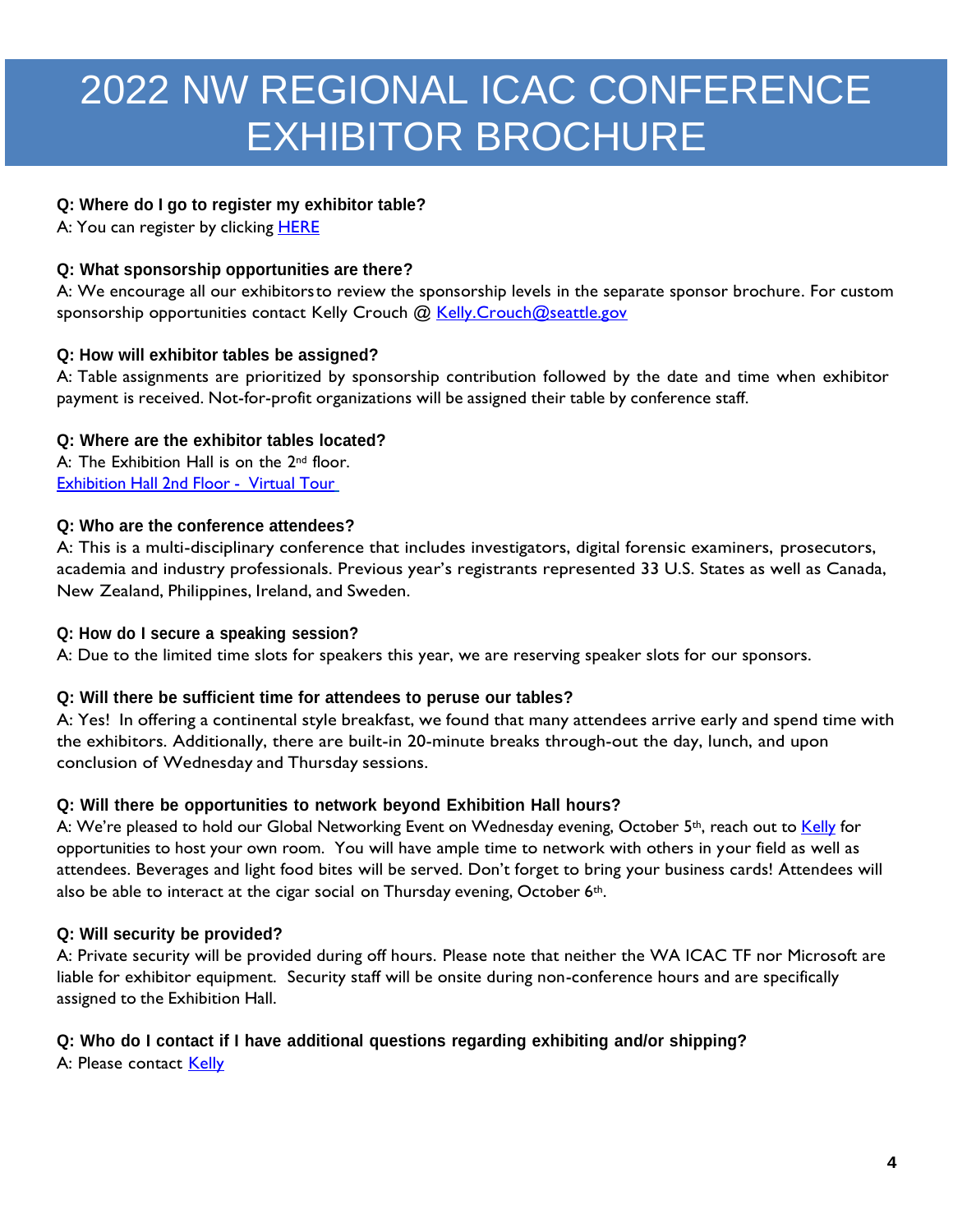# 2022 NW REGIONAL ICAC CONFERENCE EXHIBITOR BROCHURE

**Q: Where do I go to register my exhibitor table?**

A: You can register by clicking HERE

**Q: What sponsorship opportunities are there?**

A: We encourage all our exhibitorsto review the sponsorship levels in the separate sponsor brochure. For custom sponsorship opportunities contact Kelly Crouch @ Kelly.Crouch@seattle.gov

**Q: How will exhibitor tables be assigned?**

A: Table assignments are prioritized by sponsorship contribution followed by the date and time when exhibitor payment is received. Not-for-profit organizations will be assigned their table by conference staff.

**Q: Where are the exhibitor tables located?**

A: The Exhibition Hall is on the 2nd floor.
Exhibition Hall 2nd Floor - Virtual Tour

**Q: Who are the conference attendees?**

A: This is a multi-disciplinary conference that includes investigators, digital forensic examiners, prosecutors, academia and industry professionals. Previous year's registrants represented 33 U.S. States as well as Canada, New Zealand, Philippines, Ireland, and Sweden.

**Q: How do I secure a speaking session?**

A: Due to the limited time slots for speakers this year, we are reserving speaker slots for our sponsors.

**Q: Will there be sufficient time for attendees to peruse our tables?**

A: Yes! In offering a continental style breakfast, we found that many attendees arrive early and spend time with the exhibitors. Additionally, there are built-in 20-minute breaks through-out the day, lunch, and upon conclusion of Wednesday and Thursday sessions.

**Q: Will there be opportunities to network beyond Exhibition Hall hours?**

A: We're pleased to hold our Global Networking Event on Wednesday evening, October 5th, reach out to Kelly for opportunities to host your own room. You will have ample time to network with others in your field as well as attendees. Beverages and light food bites will be served. Don't forget to bring your business cards! Attendees will also be able to interact at the cigar social on Thursday evening, October 6th.

**Q: Will security be provided?**

A: Private security will be provided during off hours. Please note that neither the WA ICAC TF nor Microsoft are liable for exhibitor equipment. Security staff will be onsite during non-conference hours and are specifically assigned to the Exhibition Hall.

**Q: Who do I contact if I have additional questions regarding exhibiting and/or shipping?**

A: Please contact Kelly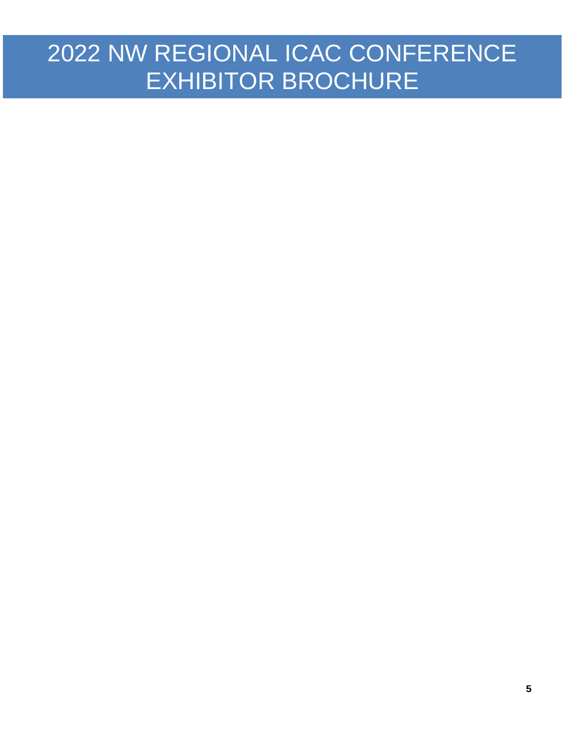# 2022 NW REGIONAL ICAC CONFERENCE EXHIBITOR BROCHURE